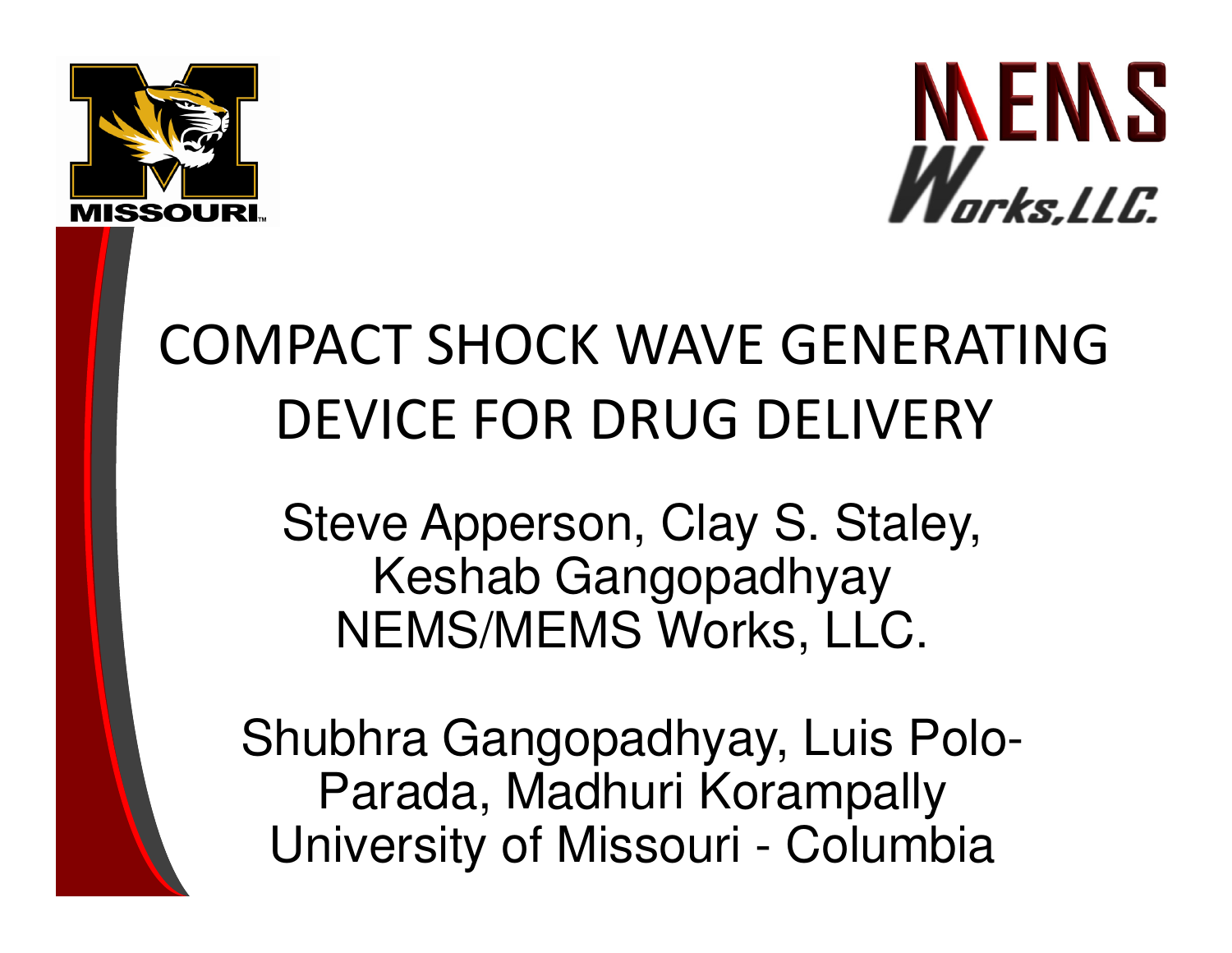# COMPACT SHOCK WAVE GENERATING DEVICE FOR DRUG DELIVERY

Steve Apperson, Clay S. Staley,
Keshab Gangopadhyay
NEMS/MEMS Works, LLC.

Shubhra Gangopadhyay, Luis Polo-Parada, Madhuri Korampally
University of Missouri - Columbia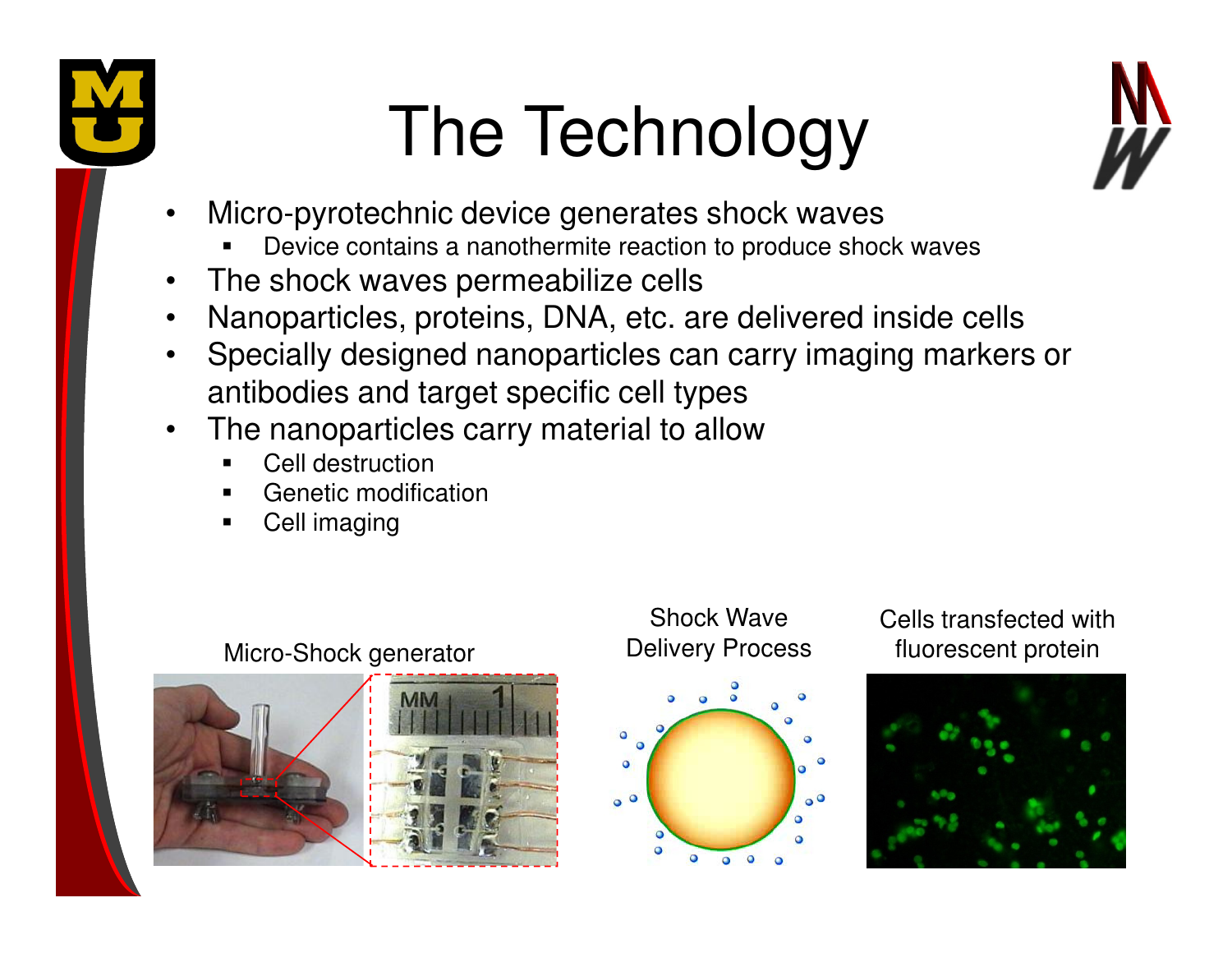# The Technology

- Micro-pyrotechnic device generates shock waves
  - Device contains a nanothermite reaction to produce shock waves
- The shock waves permeabilize cells
- Nanoparticles, proteins, DNA, etc. are delivered inside cells
- Specially designed nanoparticles can carry imaging markers or antibodies and target specific cell types
- The nanoparticles carry material to allow
  - Cell destruction
  - Genetic modification
  - Cell imaging

Micro-Shock generator

Shock Wave Delivery Process

Cells transfected with fluorescent protein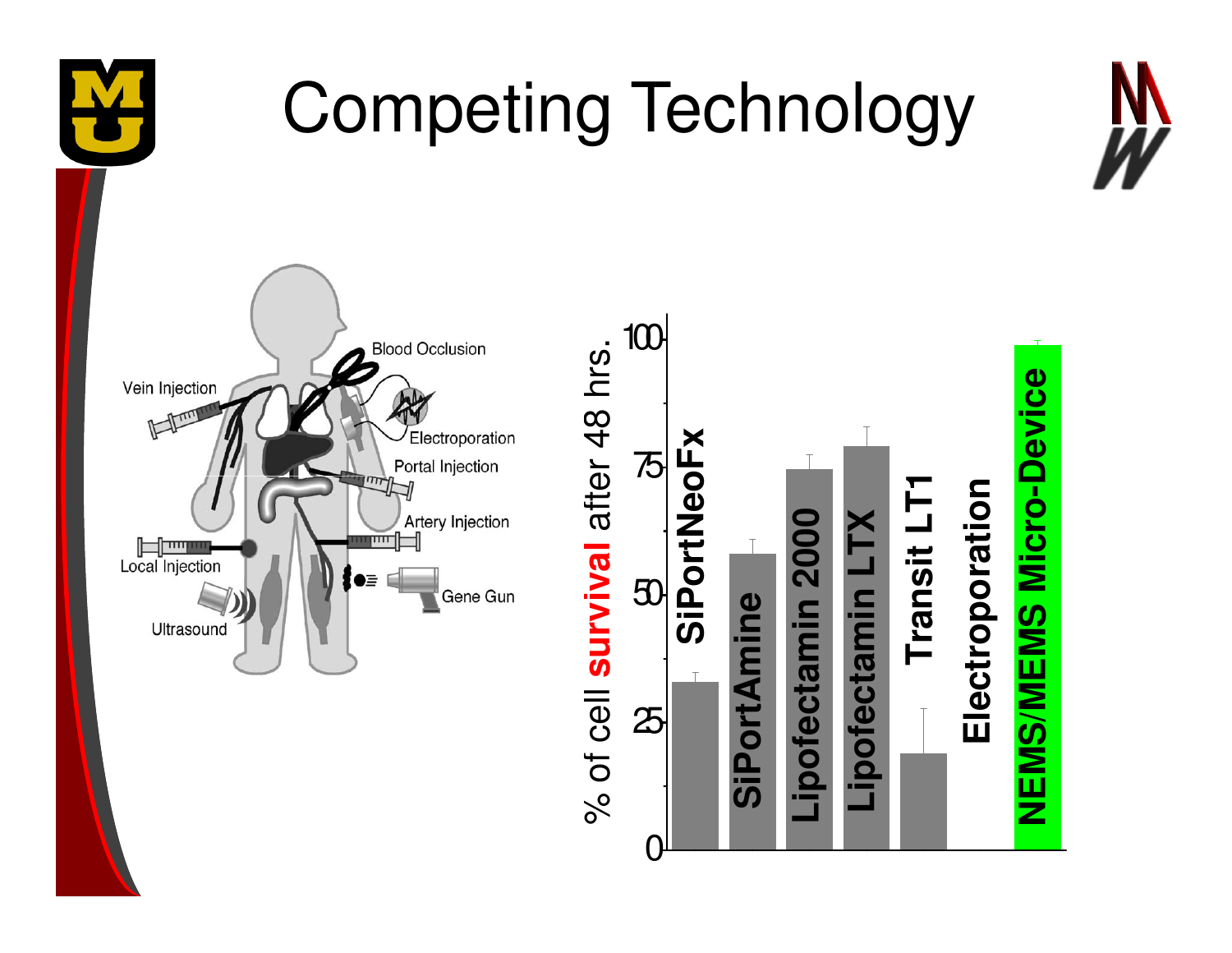# Competing Technology

Blood Occlusion

Vein Injection

Electroporation

Portal Injection

Artery Injection

Local Injection

Gene Gun

Ultrasound

% of cell **survival** after 48 hrs.

| Method | % of cell survival after 48 hrs. (approx.) |
|---|---|
| SiPortNeoFx | 33 |
| SiPortAmine | 58 |
| Lipofectamin 2000 | 74 |
| Lipofectamin LTX | 79 |
| Transit LT1 | 19 |
| Electroporation | 0 |
| NEMS/MEMS Micro-Device | 99 |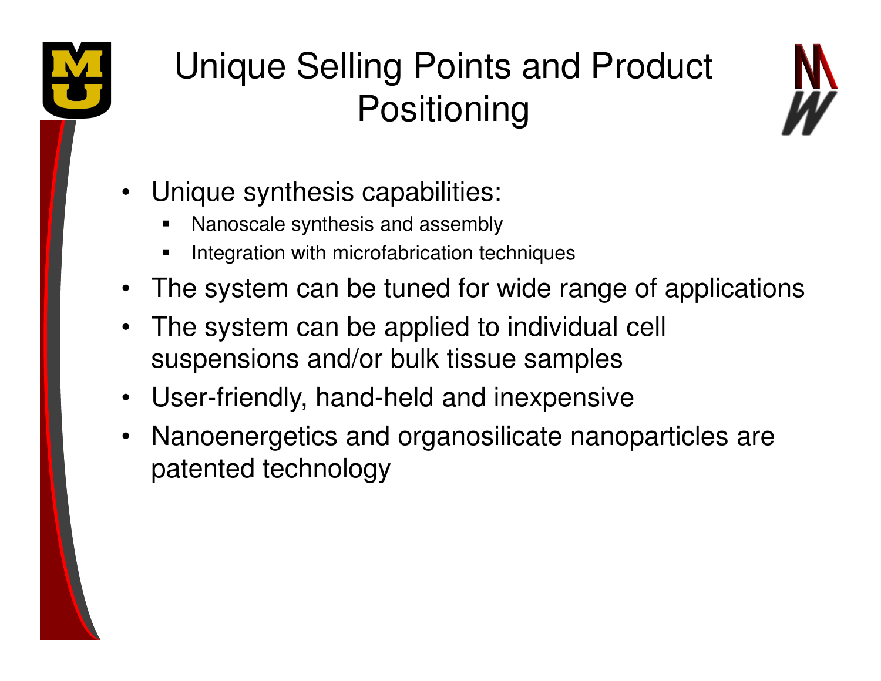# Unique Selling Points and Product Positioning

- Unique synthesis capabilities:
  - Nanoscale synthesis and assembly
  - Integration with microfabrication techniques
- The system can be tuned for wide range of applications
- The system can be applied to individual cell suspensions and/or bulk tissue samples
- User-friendly, hand-held and inexpensive
- Nanoenergetics and organosilicate nanoparticles are patented technology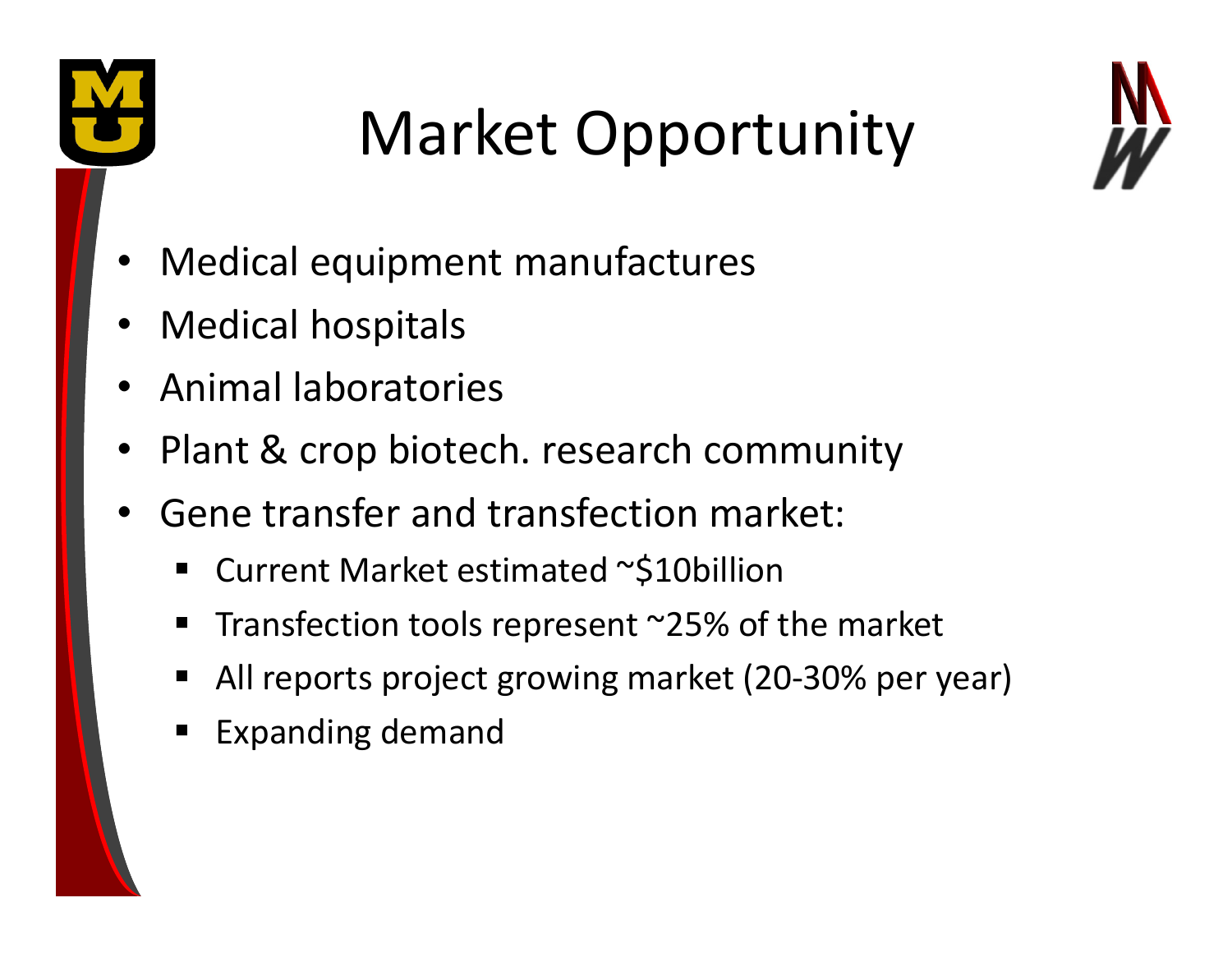# Market Opportunity

- Medical equipment manufactures
- Medical hospitals
- Animal laboratories
- Plant & crop biotech. research community
- Gene transfer and transfection market:
  - Current Market estimated ~$10billion
  - Transfection tools represent ~25% of the market
  - All reports project growing market (20-30% per year)
  - Expanding demand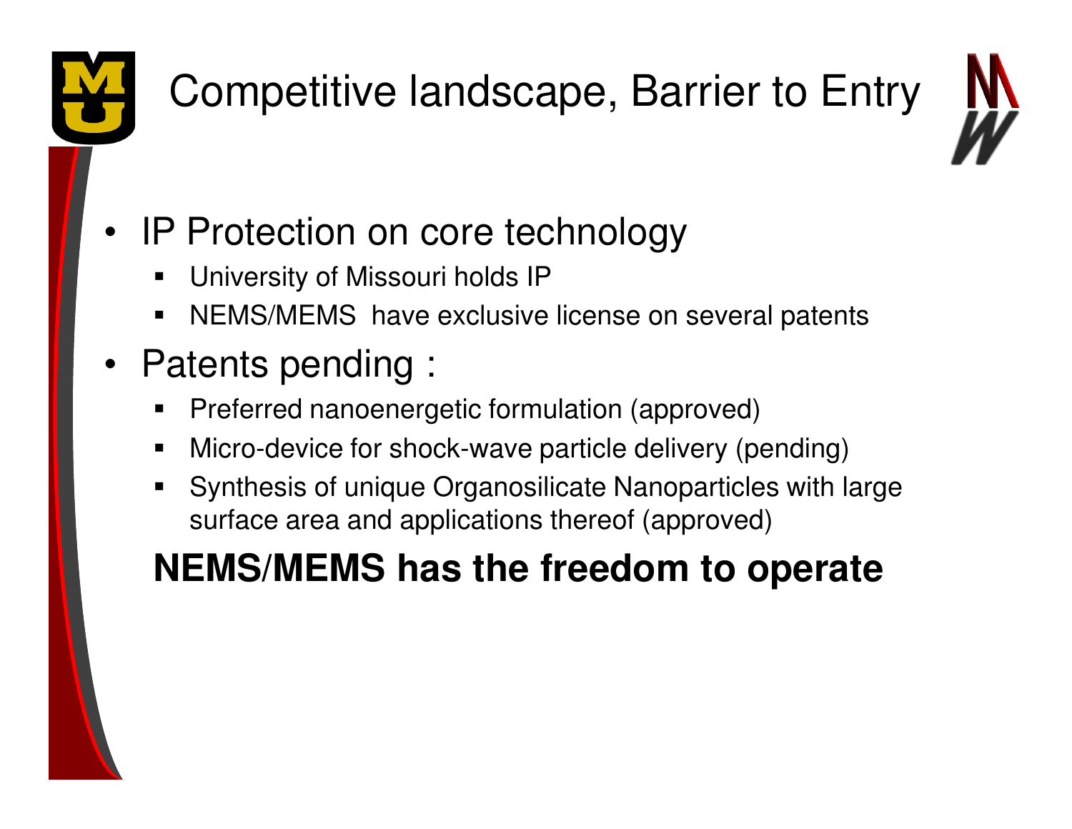# Competitive landscape, Barrier to Entry

- IP Protection on core technology
  - University of Missouri holds IP
  - NEMS/MEMS have exclusive license on several patents
- Patents pending :
  - Preferred nanoenergetic formulation (approved)
  - Micro-device for shock-wave particle delivery (pending)
  - Synthesis of unique Organosilicate Nanoparticles with large surface area and applications thereof (approved)

**NEMS/MEMS has the freedom to operate**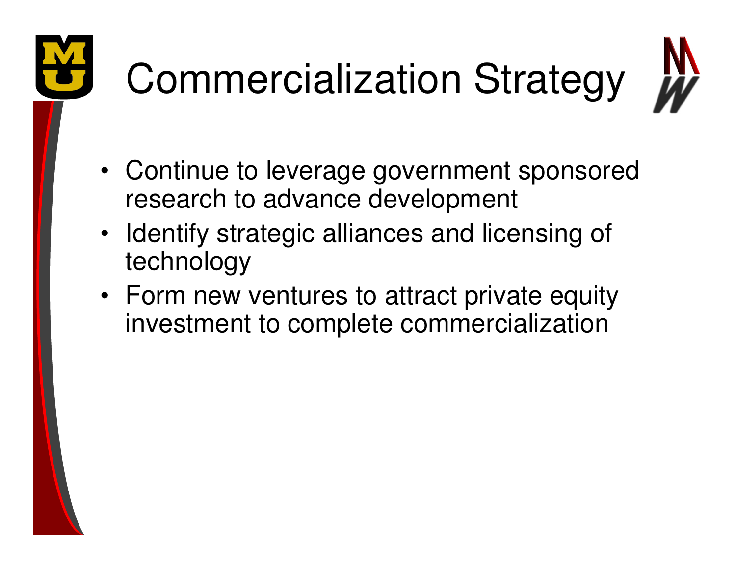# Commercialization Strategy

- Continue to leverage government sponsored research to advance development
- Identify strategic alliances and licensing of technology
- Form new ventures to attract private equity investment to complete commercialization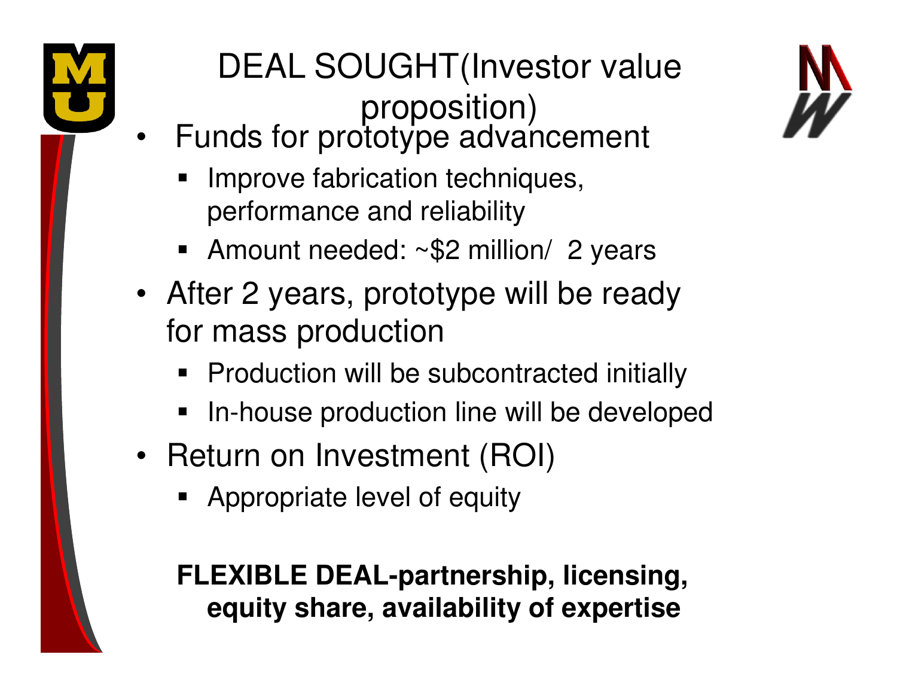# DEAL SOUGHT(Investor value proposition)

- Funds for prototype advancement
  - Improve fabrication techniques, performance and reliability
  - Amount needed: ~$2 million/ 2 years
- After 2 years, prototype will be ready for mass production
  - Production will be subcontracted initially
  - In-house production line will be developed
- Return on Investment (ROI)
  - Appropriate level of equity

**FLEXIBLE DEAL-partnership, licensing, equity share, availability of expertise**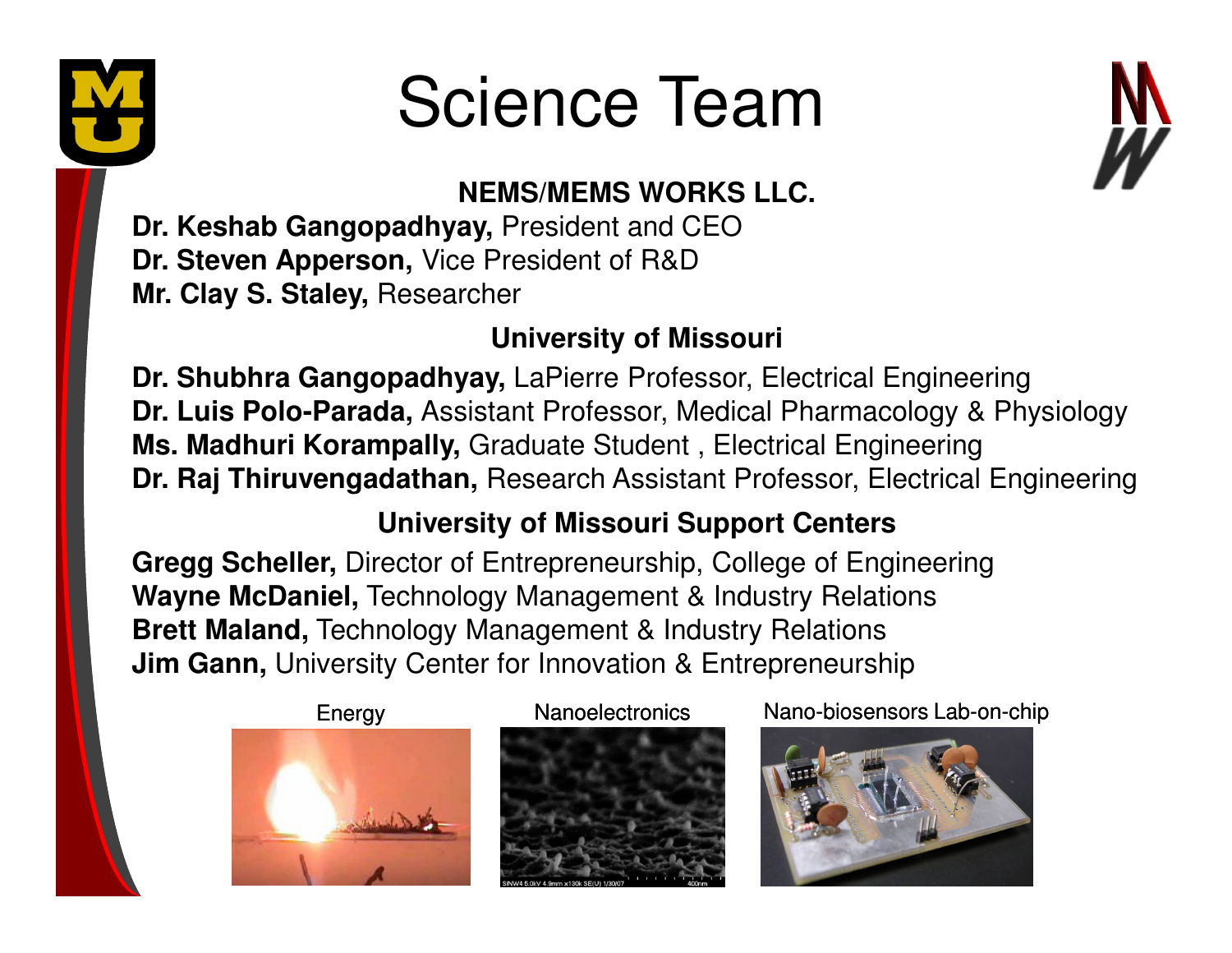# Science Team

### NEMS/MEMS WORKS LLC.

**Dr. Keshab Gangopadhyay,** President and CEO
**Dr. Steven Apperson,** Vice President of R&D
**Mr. Clay S. Staley,** Researcher

### University of Missouri

**Dr. Shubhra Gangopadhyay,** LaPierre Professor, Electrical Engineering
**Dr. Luis Polo-Parada,** Assistant Professor, Medical Pharmacology & Physiology
**Ms. Madhuri Korampally,** Graduate Student , Electrical Engineering
**Dr. Raj Thiruvengadathan,** Research Assistant Professor, Electrical Engineering

### University of Missouri Support Centers

**Gregg Scheller,** Director of Entrepreneurship, College of Engineering
**Wayne McDaniel,** Technology Management & Industry Relations
**Brett Maland,** Technology Management & Industry Relations
**Jim Gann,** University Center for Innovation & Entrepreneurship

Energy

Nanoelectronics

Nano-biosensors Lab-on-chip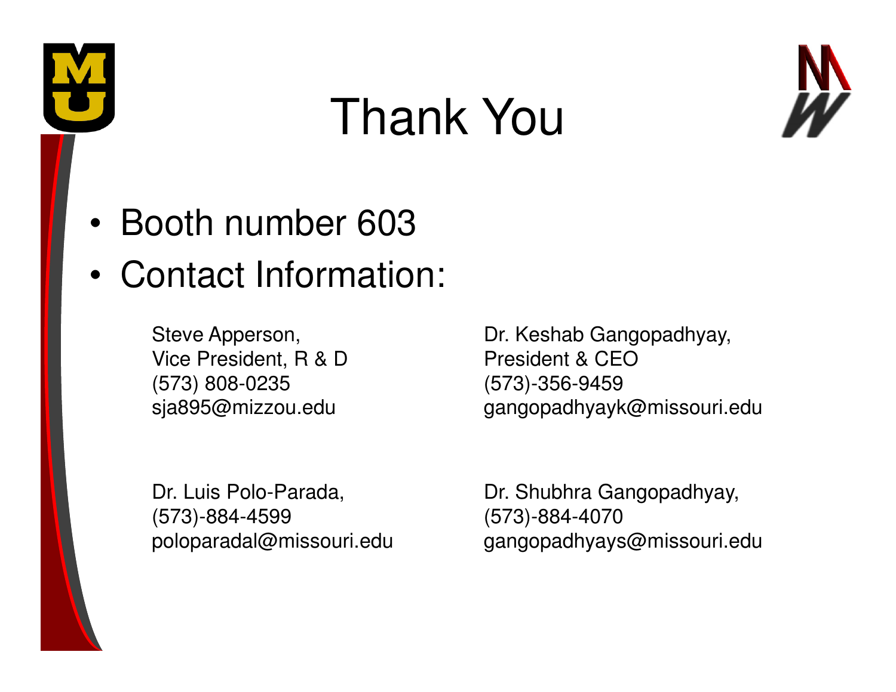# Thank You

- Booth number 603
- Contact Information:

Steve Apperson,
Vice President, R & D
(573) 808-0235
sja895@mizzou.edu

Dr. Keshab Gangopadhyay,
President & CEO
(573)-356-9459
gangopadhyayk@missouri.edu

Dr. Luis Polo-Parada,
(573)-884-4599
poloparadal@missouri.edu

Dr. Shubhra Gangopadhyay,
(573)-884-4070
gangopadhyays@missouri.edu